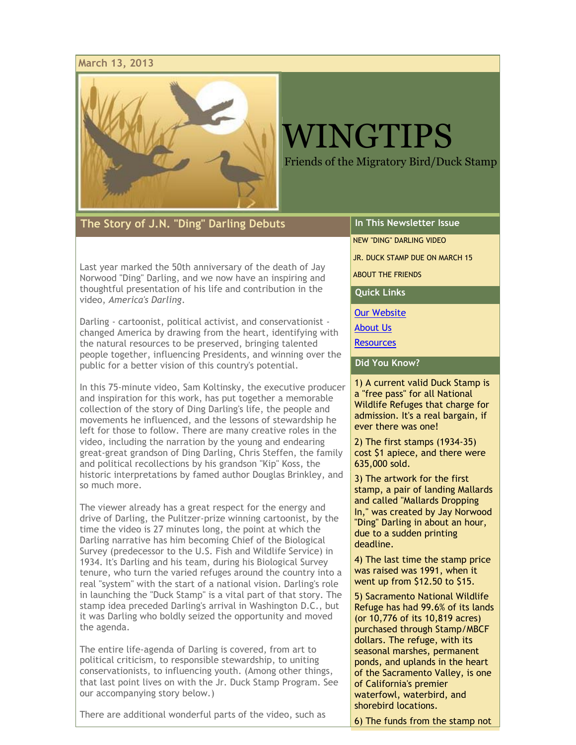March 13, 2013

# WINGTIPS

Friends of the Migratory Bird/Duck Stamp

## The Story of J.N. "Ding" Darling Debuts

Last year marked the 50th anniversary of the death of Jay Norwood "Ding" Darling, and we now have an inspiring and thoughtful presentation of his life and contribution in the video, *America's Darling*.

Darling - cartoonist, political activist, and conservationist - changed America by drawing from the heart, identifying with the natural resources to be preserved, bringing talented people together, influencing Presidents, and winning over the public for a better vision of this country's potential.

In this 75-minute video, Sam Koltinsky, the executive producer and inspiration for this work, has put together a memorable collection of the story of Ding Darling's life, the people and movements he influenced, and the lessons of stewardship he left for those to follow. There are many creative roles in the video, including the narration by the young and endearing great-great grandson of Ding Darling, Chris Steffen, the family and political recollections by his grandson "Kip" Koss, the historic interpretations by famed author Douglas Brinkley, and so much more.

The viewer already has a great respect for the energy and drive of Darling, the Pulitzer-prize winning cartoonist, by the time the video is 27 minutes long, the point at which the Darling narrative has him becoming Chief of the Biological Survey (predecessor to the U.S. Fish and Wildlife Service) in 1934. It's Darling and his team, during his Biological Survey tenure, who turn the varied refuges around the country into a real "system" with the start of a national vision. Darling's role in launching the "Duck Stamp" is a vital part of that story. The stamp idea preceded Darling's arrival in Washington D.C., but it was Darling who boldly seized the opportunity and moved the agenda.

The entire life-agenda of Darling is covered, from art to political criticism, to responsible stewardship, to uniting conservationists, to influencing youth. (Among other things, that last point lives on with the Jr. Duck Stamp Program. See our accompanying story below.)

There are additional wonderful parts of the video, such as

### In This Newsletter Issue

NEW "DING" DARLING VIDEO

JR. DUCK STAMP DUE ON MARCH 15

ABOUT THE FRIENDS

### Quick Links

[Our Website]

[About Us]

[Resources]

### Did You Know?

1) A current valid Duck Stamp is a "free pass" for all National Wildlife Refuges that charge for admission. It's a real bargain, if ever there was one!

2) The first stamps (1934-35) cost $1 apiece, and there were 635,000 sold.

3) The artwork for the first stamp, a pair of landing Mallards and called "Mallards Dropping In," was created by Jay Norwood "Ding" Darling in about an hour, due to a sudden printing deadline.

4) The last time the stamp price was raised was 1991, when it went up from $12.50 to $15.

5) Sacramento National Wildlife Refuge has had 99.6% of its lands (or 10,776 of its 10,819 acres) purchased through Stamp/MBCF dollars. The refuge, with its seasonal marshes, permanent ponds, and uplands in the heart of the Sacramento Valley, is one of California's premier waterfowl, waterbird, and shorebird locations.

6) The funds from the stamp not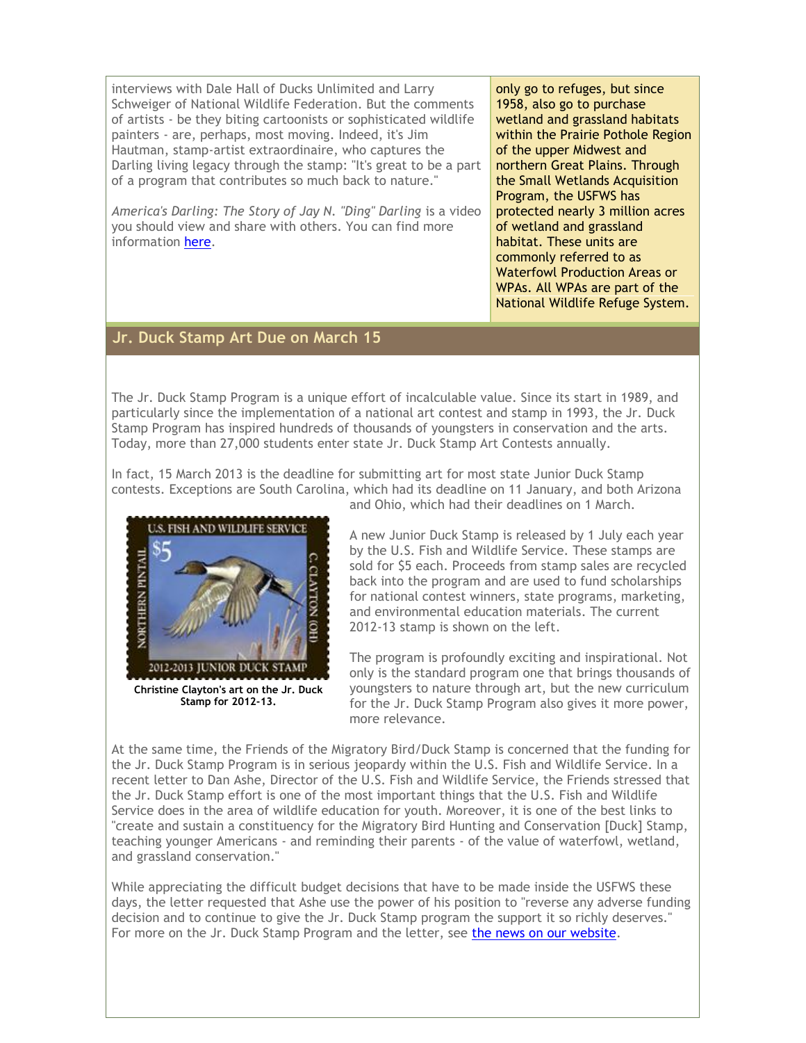interviews with Dale Hall of Ducks Unlimited and Larry Schweiger of National Wildlife Federation. But the comments of artists - be they biting cartoonists or sophisticated wildlife painters - are, perhaps, most moving. Indeed, it's Jim Hautman, stamp-artist extraordinaire, who captures the Darling living legacy through the stamp: "It's great to be a part of a program that contributes so much back to nature."

*America's Darling: The Story of Jay N. "Ding" Darling* is a video you should view and share with others. You can find more information here.

only go to refuges, but since 1958, also go to purchase wetland and grassland habitats within the Prairie Pothole Region of the upper Midwest and northern Great Plains. Through the Small Wetlands Acquisition Program, the USFWS has protected nearly 3 million acres of wetland and grassland habitat. These units are commonly referred to as Waterfowl Production Areas or WPAs. All WPAs are part of the National Wildlife Refuge System.

## Jr. Duck Stamp Art Due on March 15

The Jr. Duck Stamp Program is a unique effort of incalculable value. Since its start in 1989, and particularly since the implementation of a national art contest and stamp in 1993, the Jr. Duck Stamp Program has inspired hundreds of thousands of youngsters in conservation and the arts. Today, more than 27,000 students enter state Jr. Duck Stamp Art Contests annually.

In fact, 15 March 2013 is the deadline for submitting art for most state Junior Duck Stamp contests. Exceptions are South Carolina, which had its deadline on 11 January, and both Arizona and Ohio, which had their deadlines on 1 March.

**Christine Clayton's art on the Jr. Duck Stamp for 2012-13.**

A new Junior Duck Stamp is released by 1 July each year by the U.S. Fish and Wildlife Service. These stamps are sold for $5 each. Proceeds from stamp sales are recycled back into the program and are used to fund scholarships for national contest winners, state programs, marketing, and environmental education materials. The current 2012-13 stamp is shown on the left.

The program is profoundly exciting and inspirational. Not only is the standard program one that brings thousands of youngsters to nature through art, but the new curriculum for the Jr. Duck Stamp Program also gives it more power, more relevance.

At the same time, the Friends of the Migratory Bird/Duck Stamp is concerned that the funding for the Jr. Duck Stamp Program is in serious jeopardy within the U.S. Fish and Wildlife Service. In a recent letter to Dan Ashe, Director of the U.S. Fish and Wildlife Service, the Friends stressed that the Jr. Duck Stamp effort is one of the most important things that the U.S. Fish and Wildlife Service does in the area of wildlife education for youth. Moreover, it is one of the best links to "create and sustain a constituency for the Migratory Bird Hunting and Conservation [Duck] Stamp, teaching younger Americans - and reminding their parents - of the value of waterfowl, wetland, and grassland conservation."

While appreciating the difficult budget decisions that have to be made inside the USFWS these days, the letter requested that Ashe use the power of his position to "reverse any adverse funding decision and to continue to give the Jr. Duck Stamp program the support it so richly deserves." For more on the Jr. Duck Stamp Program and the letter, see the news on our website.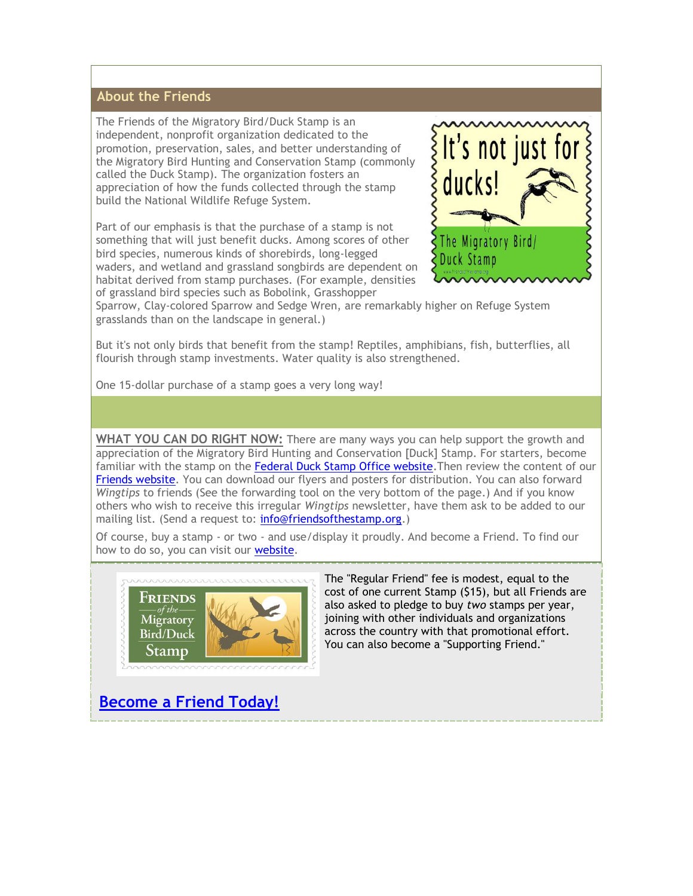## About the Friends

The Friends of the Migratory Bird/Duck Stamp is an independent, nonprofit organization dedicated to the promotion, preservation, sales, and better understanding of the Migratory Bird Hunting and Conservation Stamp (commonly called the Duck Stamp). The organization fosters an appreciation of how the funds collected through the stamp build the National Wildlife Refuge System.

Part of our emphasis is that the purchase of a stamp is not something that will just benefit ducks. Among scores of other bird species, numerous kinds of shorebirds, long-legged waders, and wetland and grassland songbirds are dependent on habitat derived from stamp purchases. (For example, densities of grassland bird species such as Bobolink, Grasshopper Sparrow, Clay-colored Sparrow and Sedge Wren, are remarkably higher on Refuge System grasslands than on the landscape in general.)

But it's not only birds that benefit from the stamp! Reptiles, amphibians, fish, butterflies, all flourish through stamp investments. Water quality is also strengthened.

One 15-dollar purchase of a stamp goes a very long way!

**WHAT YOU CAN DO RIGHT NOW:** There are many ways you can help support the growth and appreciation of the Migratory Bird Hunting and Conservation [Duck] Stamp. For starters, become familiar with the stamp on the Federal Duck Stamp Office website.Then review the content of our Friends website. You can download our flyers and posters for distribution. You can also forward *Wingtips* to friends (See the forwarding tool on the very bottom of the page.) And if you know others who wish to receive this irregular *Wingtips* newsletter, have them ask to be added to our mailing list. (Send a request to: info@friendsofthestamp.org.)

Of course, buy a stamp - or two - and use/display it proudly. And become a Friend. To find our how to do so, you can visit our website.

The "Regular Friend" fee is modest, equal to the cost of one current Stamp ($15), but all Friends are also asked to pledge to buy *two* stamps per year, joining with other individuals and organizations across the country with that promotional effort. You can also become a "Supporting Friend."

## Become a Friend Today!